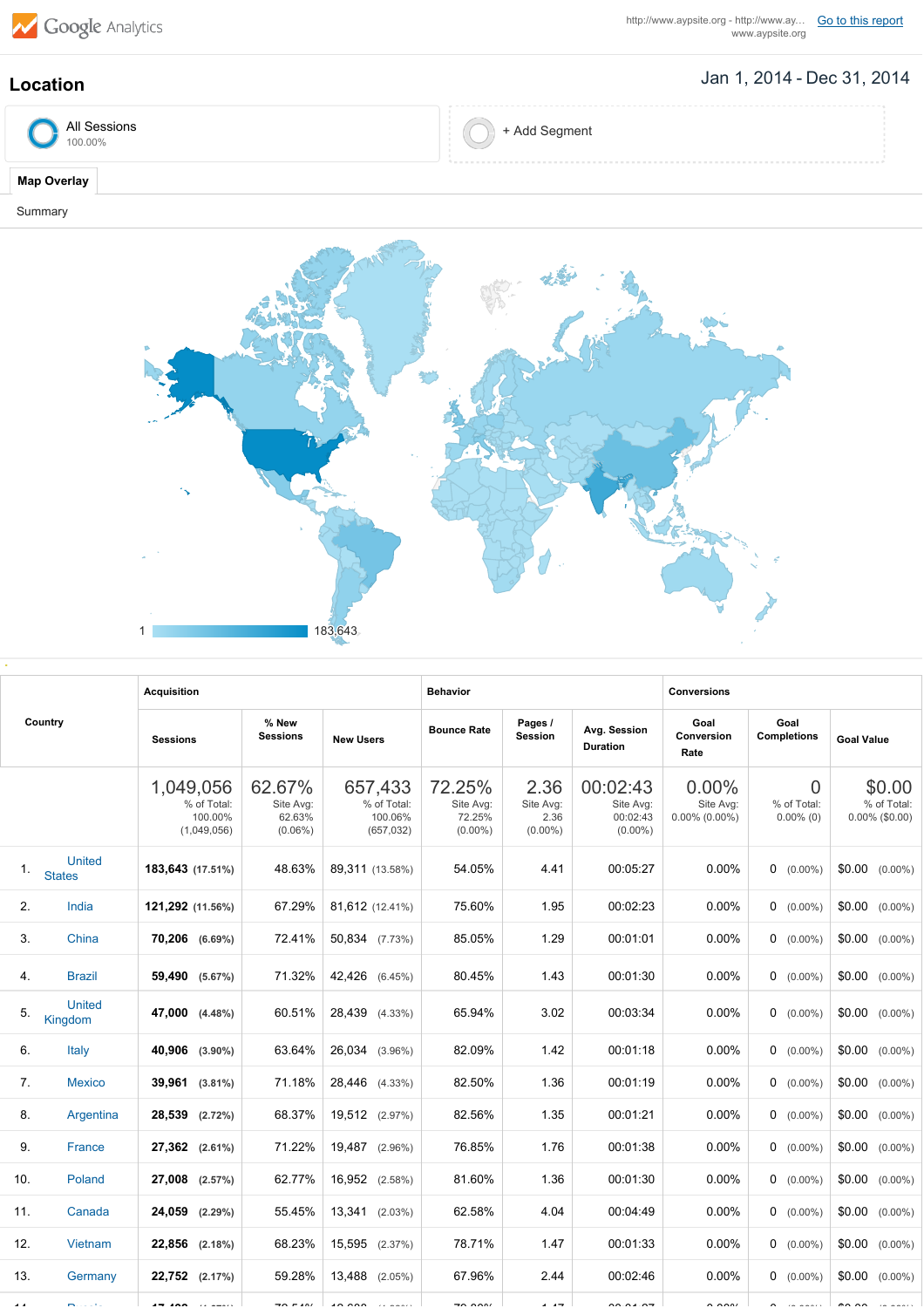Google Analytics

http://www.aypsite.org - http://www.ay... www.aypsite.org [Go to this report]

# Location

Jan 1, 2014 - Dec 31, 2014

All Sessions 100.00%

+ Add Segment

Map Overlay

Summary

1 — 183,643

| Country | Acquisition | | | Behavior | | | Conversions | | |
|---|---|---|---|---|---|---|---|---|---|
| | Sessions | % New Sessions | New Users | Bounce Rate | Pages / Session | Avg. Session Duration | Goal Conversion Rate | Goal Completions | Goal Value |
| | 1,049,056 % of Total: 100.00% (1,049,056) | 62.67% Site Avg: 62.63% (0.06%) | 657,433 % of Total: 100.06% (657,032) | 72.25% Site Avg: 72.25% (0.00%) | 2.36 Site Avg: 2.36 (0.00%) | 00:02:43 Site Avg: 00:02:43 (0.00%) | 0.00% Site Avg: 0.00% (0.00%) | 0 % of Total: 0.00% (0) | $0.00 % of Total: 0.00% ($0.00) |
| 1. United States | 183,643 (17.51%) | 48.63% | 89,311 (13.58%) | 54.05% | 4.41 | 00:05:27 | 0.00% | 0 (0.00%) | $0.00 (0.00%) |
| 2. India | 121,292 (11.56%) | 67.29% | 81,612 (12.41%) | 75.60% | 1.95 | 00:02:23 | 0.00% | 0 (0.00%) | $0.00 (0.00%) |
| 3. China | 70,206 (6.69%) | 72.41% | 50,834 (7.73%) | 85.05% | 1.29 | 00:01:01 | 0.00% | 0 (0.00%) | $0.00 (0.00%) |
| 4. Brazil | 59,490 (5.67%) | 71.32% | 42,426 (6.45%) | 80.45% | 1.43 | 00:01:30 | 0.00% | 0 (0.00%) | $0.00 (0.00%) |
| 5. United Kingdom | 47,000 (4.48%) | 60.51% | 28,439 (4.33%) | 65.94% | 3.02 | 00:03:34 | 0.00% | 0 (0.00%) | $0.00 (0.00%) |
| 6. Italy | 40,906 (3.90%) | 63.64% | 26,034 (3.96%) | 82.09% | 1.42 | 00:01:18 | 0.00% | 0 (0.00%) | $0.00 (0.00%) |
| 7. Mexico | 39,961 (3.81%) | 71.18% | 28,446 (4.33%) | 82.50% | 1.36 | 00:01:19 | 0.00% | 0 (0.00%) | $0.00 (0.00%) |
| 8. Argentina | 28,539 (2.72%) | 68.37% | 19,512 (2.97%) | 82.56% | 1.35 | 00:01:21 | 0.00% | 0 (0.00%) | $0.00 (0.00%) |
| 9. France | 27,362 (2.61%) | 71.22% | 19,487 (2.96%) | 76.85% | 1.76 | 00:01:38 | 0.00% | 0 (0.00%) | $0.00 (0.00%) |
| 10. Poland | 27,008 (2.57%) | 62.77% | 16,952 (2.58%) | 81.60% | 1.36 | 00:01:30 | 0.00% | 0 (0.00%) | $0.00 (0.00%) |
| 11. Canada | 24,059 (2.29%) | 55.45% | 13,341 (2.03%) | 62.58% | 4.04 | 00:04:49 | 0.00% | 0 (0.00%) | $0.00 (0.00%) |
| 12. Vietnam | 22,856 (2.18%) | 68.23% | 15,595 (2.37%) | 78.71% | 1.47 | 00:01:33 | 0.00% | 0 (0.00%) | $0.00 (0.00%) |
| 13. Germany | 22,752 (2.17%) | 59.28% | 13,488 (2.05%) | 67.96% | 2.44 | 00:02:46 | 0.00% | 0 (0.00%) | $0.00 (0.00%) |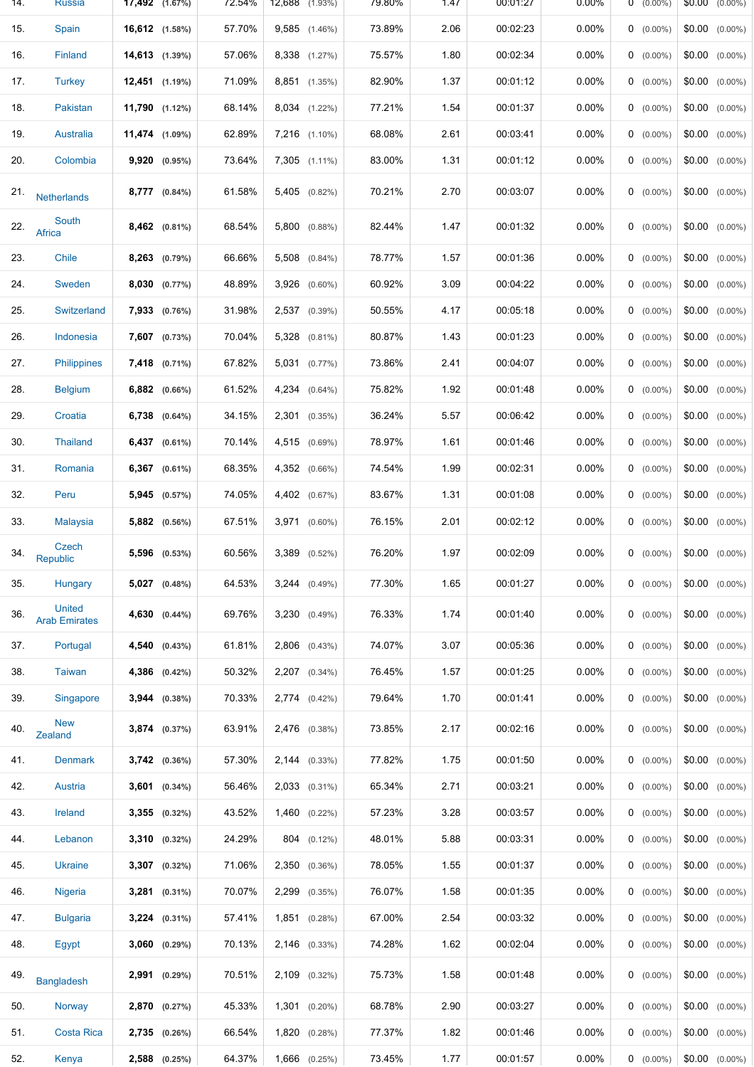| 14. | Russia | 17,492 (1.67%) | 72.54% | 12,688 (1.93%) | 79.80% | 1.47 | 00:01:27 | 0.00% | 0 (0.00%) | $0.00 (0.00%) |
|---|---|---|---|---|---|---|---|---|---|---|
| 15. | Spain | 16,612 (1.58%) | 57.70% | 9,585 (1.46%) | 73.89% | 2.06 | 00:02:23 | 0.00% | 0 (0.00%) | $0.00 (0.00%) |
| 16. | Finland | 14,613 (1.39%) | 57.06% | 8,338 (1.27%) | 75.57% | 1.80 | 00:02:34 | 0.00% | 0 (0.00%) | $0.00 (0.00%) |
| 17. | Turkey | 12,451 (1.19%) | 71.09% | 8,851 (1.35%) | 82.90% | 1.37 | 00:01:12 | 0.00% | 0 (0.00%) | $0.00 (0.00%) |
| 18. | Pakistan | 11,790 (1.12%) | 68.14% | 8,034 (1.22%) | 77.21% | 1.54 | 00:01:37 | 0.00% | 0 (0.00%) | $0.00 (0.00%) |
| 19. | Australia | 11,474 (1.09%) | 62.89% | 7,216 (1.10%) | 68.08% | 2.61 | 00:03:41 | 0.00% | 0 (0.00%) | $0.00 (0.00%) |
| 20. | Colombia | 9,920 (0.95%) | 73.64% | 7,305 (1.11%) | 83.00% | 1.31 | 00:01:12 | 0.00% | 0 (0.00%) | $0.00 (0.00%) |
| 21. | Netherlands | 8,777 (0.84%) | 61.58% | 5,405 (0.82%) | 70.21% | 2.70 | 00:03:07 | 0.00% | 0 (0.00%) | $0.00 (0.00%) |
| 22. | South Africa | 8,462 (0.81%) | 68.54% | 5,800 (0.88%) | 82.44% | 1.47 | 00:01:32 | 0.00% | 0 (0.00%) | $0.00 (0.00%) |
| 23. | Chile | 8,263 (0.79%) | 66.66% | 5,508 (0.84%) | 78.77% | 1.57 | 00:01:36 | 0.00% | 0 (0.00%) | $0.00 (0.00%) |
| 24. | Sweden | 8,030 (0.77%) | 48.89% | 3,926 (0.60%) | 60.92% | 3.09 | 00:04:22 | 0.00% | 0 (0.00%) | $0.00 (0.00%) |
| 25. | Switzerland | 7,933 (0.76%) | 31.98% | 2,537 (0.39%) | 50.55% | 4.17 | 00:05:18 | 0.00% | 0 (0.00%) | $0.00 (0.00%) |
| 26. | Indonesia | 7,607 (0.73%) | 70.04% | 5,328 (0.81%) | 80.87% | 1.43 | 00:01:23 | 0.00% | 0 (0.00%) | $0.00 (0.00%) |
| 27. | Philippines | 7,418 (0.71%) | 67.82% | 5,031 (0.77%) | 73.86% | 2.41 | 00:04:07 | 0.00% | 0 (0.00%) | $0.00 (0.00%) |
| 28. | Belgium | 6,882 (0.66%) | 61.52% | 4,234 (0.64%) | 75.82% | 1.92 | 00:01:48 | 0.00% | 0 (0.00%) | $0.00 (0.00%) |
| 29. | Croatia | 6,738 (0.64%) | 34.15% | 2,301 (0.35%) | 36.24% | 5.57 | 00:06:42 | 0.00% | 0 (0.00%) | $0.00 (0.00%) |
| 30. | Thailand | 6,437 (0.61%) | 70.14% | 4,515 (0.69%) | 78.97% | 1.61 | 00:01:46 | 0.00% | 0 (0.00%) | $0.00 (0.00%) |
| 31. | Romania | 6,367 (0.61%) | 68.35% | 4,352 (0.66%) | 74.54% | 1.99 | 00:02:31 | 0.00% | 0 (0.00%) | $0.00 (0.00%) |
| 32. | Peru | 5,945 (0.57%) | 74.05% | 4,402 (0.67%) | 83.67% | 1.31 | 00:01:08 | 0.00% | 0 (0.00%) | $0.00 (0.00%) |
| 33. | Malaysia | 5,882 (0.56%) | 67.51% | 3,971 (0.60%) | 76.15% | 2.01 | 00:02:12 | 0.00% | 0 (0.00%) | $0.00 (0.00%) |
| 34. | Czech Republic | 5,596 (0.53%) | 60.56% | 3,389 (0.52%) | 76.20% | 1.97 | 00:02:09 | 0.00% | 0 (0.00%) | $0.00 (0.00%) |
| 35. | Hungary | 5,027 (0.48%) | 64.53% | 3,244 (0.49%) | 77.30% | 1.65 | 00:01:27 | 0.00% | 0 (0.00%) | $0.00 (0.00%) |
| 36. | United Arab Emirates | 4,630 (0.44%) | 69.76% | 3,230 (0.49%) | 76.33% | 1.74 | 00:01:40 | 0.00% | 0 (0.00%) | $0.00 (0.00%) |
| 37. | Portugal | 4,540 (0.43%) | 61.81% | 2,806 (0.43%) | 74.07% | 3.07 | 00:05:36 | 0.00% | 0 (0.00%) | $0.00 (0.00%) |
| 38. | Taiwan | 4,386 (0.42%) | 50.32% | 2,207 (0.34%) | 76.45% | 1.57 | 00:01:25 | 0.00% | 0 (0.00%) | $0.00 (0.00%) |
| 39. | Singapore | 3,944 (0.38%) | 70.33% | 2,774 (0.42%) | 79.64% | 1.70 | 00:01:41 | 0.00% | 0 (0.00%) | $0.00 (0.00%) |
| 40. | New Zealand | 3,874 (0.37%) | 63.91% | 2,476 (0.38%) | 73.85% | 2.17 | 00:02:16 | 0.00% | 0 (0.00%) | $0.00 (0.00%) |
| 41. | Denmark | 3,742 (0.36%) | 57.30% | 2,144 (0.33%) | 77.82% | 1.75 | 00:01:50 | 0.00% | 0 (0.00%) | $0.00 (0.00%) |
| 42. | Austria | 3,601 (0.34%) | 56.46% | 2,033 (0.31%) | 65.34% | 2.71 | 00:03:21 | 0.00% | 0 (0.00%) | $0.00 (0.00%) |
| 43. | Ireland | 3,355 (0.32%) | 43.52% | 1,460 (0.22%) | 57.23% | 3.28 | 00:03:57 | 0.00% | 0 (0.00%) | $0.00 (0.00%) |
| 44. | Lebanon | 3,310 (0.32%) | 24.29% | 804 (0.12%) | 48.01% | 5.88 | 00:03:31 | 0.00% | 0 (0.00%) | $0.00 (0.00%) |
| 45. | Ukraine | 3,307 (0.32%) | 71.06% | 2,350 (0.36%) | 78.05% | 1.55 | 00:01:37 | 0.00% | 0 (0.00%) | $0.00 (0.00%) |
| 46. | Nigeria | 3,281 (0.31%) | 70.07% | 2,299 (0.35%) | 76.07% | 1.58 | 00:01:35 | 0.00% | 0 (0.00%) | $0.00 (0.00%) |
| 47. | Bulgaria | 3,224 (0.31%) | 57.41% | 1,851 (0.28%) | 67.00% | 2.54 | 00:03:32 | 0.00% | 0 (0.00%) | $0.00 (0.00%) |
| 48. | Egypt | 3,060 (0.29%) | 70.13% | 2,146 (0.33%) | 74.28% | 1.62 | 00:02:04 | 0.00% | 0 (0.00%) | $0.00 (0.00%) |
| 49. | Bangladesh | 2,991 (0.29%) | 70.51% | 2,109 (0.32%) | 75.73% | 1.58 | 00:01:48 | 0.00% | 0 (0.00%) | $0.00 (0.00%) |
| 50. | Norway | 2,870 (0.27%) | 45.33% | 1,301 (0.20%) | 68.78% | 2.90 | 00:03:27 | 0.00% | 0 (0.00%) | $0.00 (0.00%) |
| 51. | Costa Rica | 2,735 (0.26%) | 66.54% | 1,820 (0.28%) | 77.37% | 1.82 | 00:01:46 | 0.00% | 0 (0.00%) | $0.00 (0.00%) |
| 52. | Kenya | 2,588 (0.25%) | 64.37% | 1,666 (0.25%) | 73.45% | 1.77 | 00:01:57 | 0.00% | 0 (0.00%) | $0.00 (0.00%) |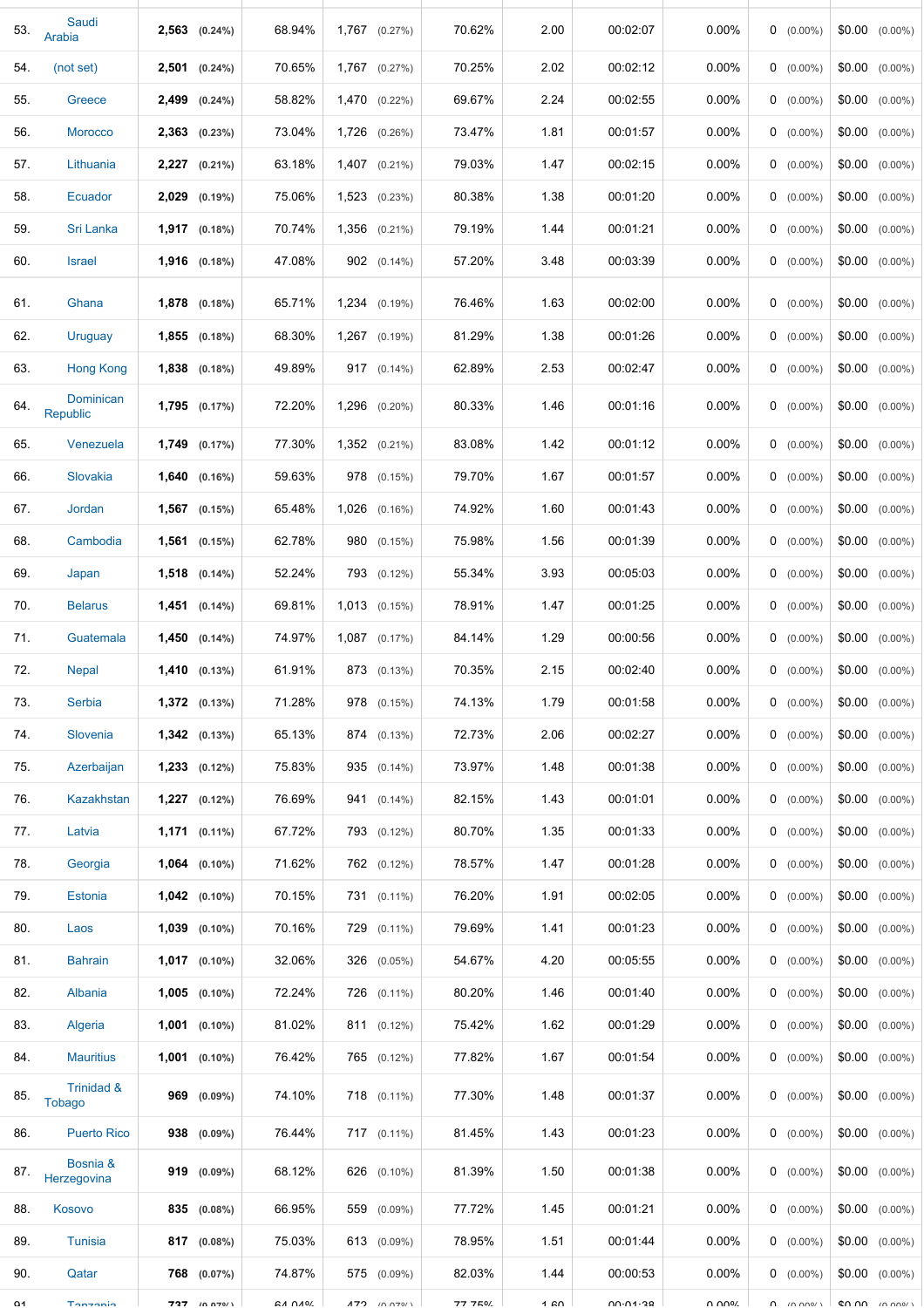| | | | | | | | | | | | |
|---|---|---|---|---|---|---|---|---|---|---|---|
| 53. | Saudi Arabia | **2,563** (0.24%) | 68.94% | 1,767 (0.27%) | 70.62% | 2.00 | 00:02:07 | 0.00% | 0 (0.00%) | $0.00 (0.00%) |
| 54. | (not set) | **2,501** (0.24%) | 70.65% | 1,767 (0.27%) | 70.25% | 2.02 | 00:02:12 | 0.00% | 0 (0.00%) | $0.00 (0.00%) |
| 55. | Greece | **2,499** (0.24%) | 58.82% | 1,470 (0.22%) | 69.67% | 2.24 | 00:02:55 | 0.00% | 0 (0.00%) | $0.00 (0.00%) |
| 56. | Morocco | **2,363** (0.23%) | 73.04% | 1,726 (0.26%) | 73.47% | 1.81 | 00:01:57 | 0.00% | 0 (0.00%) | $0.00 (0.00%) |
| 57. | Lithuania | **2,227** (0.21%) | 63.18% | 1,407 (0.21%) | 79.03% | 1.47 | 00:02:15 | 0.00% | 0 (0.00%) | $0.00 (0.00%) |
| 58. | Ecuador | **2,029** (0.19%) | 75.06% | 1,523 (0.23%) | 80.38% | 1.38 | 00:01:20 | 0.00% | 0 (0.00%) | $0.00 (0.00%) |
| 59. | Sri Lanka | **1,917** (0.18%) | 70.74% | 1,356 (0.21%) | 79.19% | 1.44 | 00:01:21 | 0.00% | 0 (0.00%) | $0.00 (0.00%) |
| 60. | Israel | **1,916** (0.18%) | 47.08% | 902 (0.14%) | 57.20% | 3.48 | 00:03:39 | 0.00% | 0 (0.00%) | $0.00 (0.00%) |
| 61. | Ghana | **1,878** (0.18%) | 65.71% | 1,234 (0.19%) | 76.46% | 1.63 | 00:02:00 | 0.00% | 0 (0.00%) | $0.00 (0.00%) |
| 62. | Uruguay | **1,855** (0.18%) | 68.30% | 1,267 (0.19%) | 81.29% | 1.38 | 00:01:26 | 0.00% | 0 (0.00%) | $0.00 (0.00%) |
| 63. | Hong Kong | **1,838** (0.18%) | 49.89% | 917 (0.14%) | 62.89% | 2.53 | 00:02:47 | 0.00% | 0 (0.00%) | $0.00 (0.00%) |
| 64. | Dominican Republic | **1,795** (0.17%) | 72.20% | 1,296 (0.20%) | 80.33% | 1.46 | 00:01:16 | 0.00% | 0 (0.00%) | $0.00 (0.00%) |
| 65. | Venezuela | **1,749** (0.17%) | 77.30% | 1,352 (0.21%) | 83.08% | 1.42 | 00:01:12 | 0.00% | 0 (0.00%) | $0.00 (0.00%) |
| 66. | Slovakia | **1,640** (0.16%) | 59.63% | 978 (0.15%) | 79.70% | 1.67 | 00:01:57 | 0.00% | 0 (0.00%) | $0.00 (0.00%) |
| 67. | Jordan | **1,567** (0.15%) | 65.48% | 1,026 (0.16%) | 74.92% | 1.60 | 00:01:43 | 0.00% | 0 (0.00%) | $0.00 (0.00%) |
| 68. | Cambodia | **1,561** (0.15%) | 62.78% | 980 (0.15%) | 75.98% | 1.56 | 00:01:39 | 0.00% | 0 (0.00%) | $0.00 (0.00%) |
| 69. | Japan | **1,518** (0.14%) | 52.24% | 793 (0.12%) | 55.34% | 3.93 | 00:05:03 | 0.00% | 0 (0.00%) | $0.00 (0.00%) |
| 70. | Belarus | **1,451** (0.14%) | 69.81% | 1,013 (0.15%) | 78.91% | 1.47 | 00:01:25 | 0.00% | 0 (0.00%) | $0.00 (0.00%) |
| 71. | Guatemala | **1,450** (0.14%) | 74.97% | 1,087 (0.17%) | 84.14% | 1.29 | 00:00:56 | 0.00% | 0 (0.00%) | $0.00 (0.00%) |
| 72. | Nepal | **1,410** (0.13%) | 61.91% | 873 (0.13%) | 70.35% | 2.15 | 00:02:40 | 0.00% | 0 (0.00%) | $0.00 (0.00%) |
| 73. | Serbia | **1,372** (0.13%) | 71.28% | 978 (0.15%) | 74.13% | 1.79 | 00:01:58 | 0.00% | 0 (0.00%) | $0.00 (0.00%) |
| 74. | Slovenia | **1,342** (0.13%) | 65.13% | 874 (0.13%) | 72.73% | 2.06 | 00:02:27 | 0.00% | 0 (0.00%) | $0.00 (0.00%) |
| 75. | Azerbaijan | **1,233** (0.12%) | 75.83% | 935 (0.14%) | 73.97% | 1.48 | 00:01:38 | 0.00% | 0 (0.00%) | $0.00 (0.00%) |
| 76. | Kazakhstan | **1,227** (0.12%) | 76.69% | 941 (0.14%) | 82.15% | 1.43 | 00:01:01 | 0.00% | 0 (0.00%) | $0.00 (0.00%) |
| 77. | Latvia | **1,171** (0.11%) | 67.72% | 793 (0.12%) | 80.70% | 1.35 | 00:01:33 | 0.00% | 0 (0.00%) | $0.00 (0.00%) |
| 78. | Georgia | **1,064** (0.10%) | 71.62% | 762 (0.12%) | 78.57% | 1.47 | 00:01:28 | 0.00% | 0 (0.00%) | $0.00 (0.00%) |
| 79. | Estonia | **1,042** (0.10%) | 70.15% | 731 (0.11%) | 76.20% | 1.91 | 00:02:05 | 0.00% | 0 (0.00%) | $0.00 (0.00%) |
| 80. | Laos | **1,039** (0.10%) | 70.16% | 729 (0.11%) | 79.69% | 1.41 | 00:01:23 | 0.00% | 0 (0.00%) | $0.00 (0.00%) |
| 81. | Bahrain | **1,017** (0.10%) | 32.06% | 326 (0.05%) | 54.67% | 4.20 | 00:05:55 | 0.00% | 0 (0.00%) | $0.00 (0.00%) |
| 82. | Albania | **1,005** (0.10%) | 72.24% | 726 (0.11%) | 80.20% | 1.46 | 00:01:40 | 0.00% | 0 (0.00%) | $0.00 (0.00%) |
| 83. | Algeria | **1,001** (0.10%) | 81.02% | 811 (0.12%) | 75.42% | 1.62 | 00:01:29 | 0.00% | 0 (0.00%) | $0.00 (0.00%) |
| 84. | Mauritius | **1,001** (0.10%) | 76.42% | 765 (0.12%) | 77.82% | 1.67 | 00:01:54 | 0.00% | 0 (0.00%) | $0.00 (0.00%) |
| 85. | Trinidad & Tobago | **969** (0.09%) | 74.10% | 718 (0.11%) | 77.30% | 1.48 | 00:01:37 | 0.00% | 0 (0.00%) | $0.00 (0.00%) |
| 86. | Puerto Rico | **938** (0.09%) | 76.44% | 717 (0.11%) | 81.45% | 1.43 | 00:01:23 | 0.00% | 0 (0.00%) | $0.00 (0.00%) |
| 87. | Bosnia & Herzegovina | **919** (0.09%) | 68.12% | 626 (0.10%) | 81.39% | 1.50 | 00:01:38 | 0.00% | 0 (0.00%) | $0.00 (0.00%) |
| 88. | Kosovo | **835** (0.08%) | 66.95% | 559 (0.09%) | 77.72% | 1.45 | 00:01:21 | 0.00% | 0 (0.00%) | $0.00 (0.00%) |
| 89. | Tunisia | **817** (0.08%) | 75.03% | 613 (0.09%) | 78.95% | 1.51 | 00:01:44 | 0.00% | 0 (0.00%) | $0.00 (0.00%) |
| 90. | Qatar | **768** (0.07%) | 74.87% | 575 (0.09%) | 82.03% | 1.44 | 00:00:53 | 0.00% | 0 (0.00%) | $0.00 (0.00%) |
| 91. | Tanzania | **737** (0.07%) | 64.04% | 472 (0.07%) | 77.75% | 1.60 | 00:01:38 | 0.00% | 0 (0.00%) | $0.00 (0.00%) |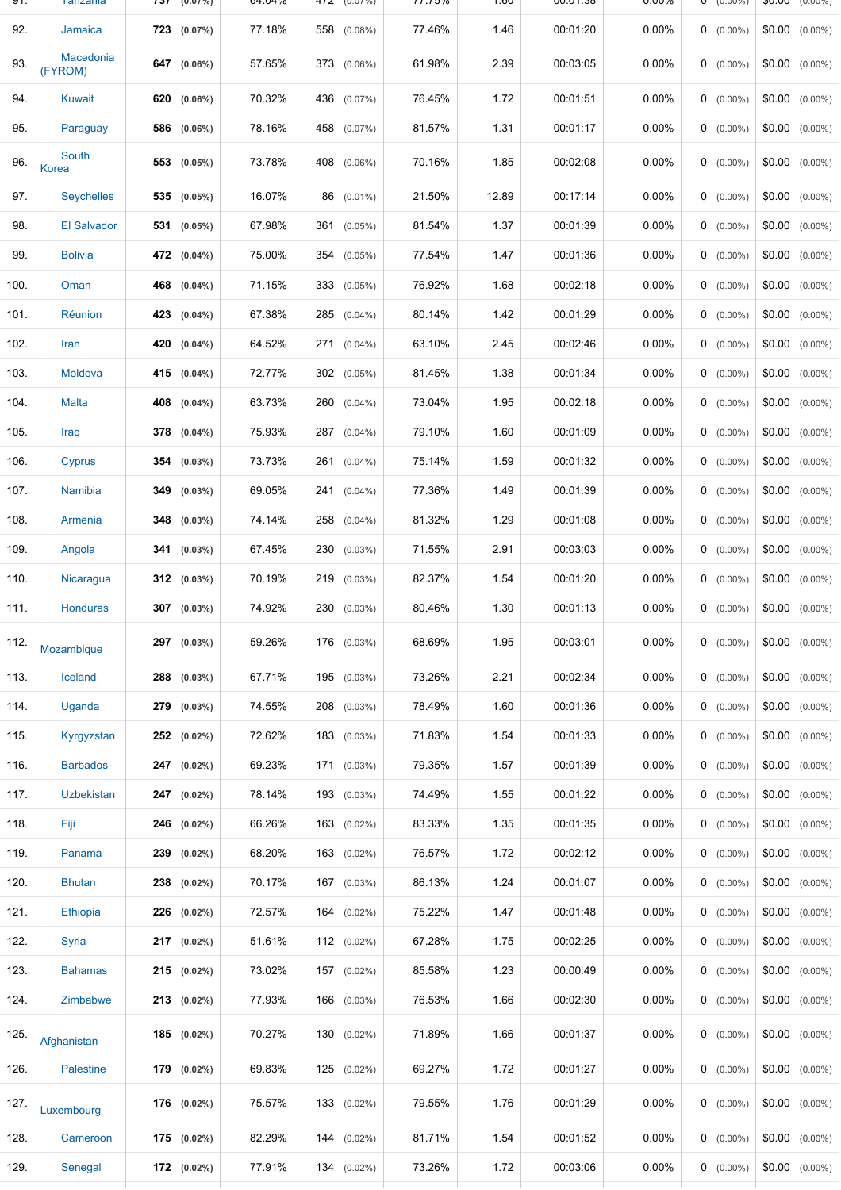| | | | | | | | | | | |
|---|---|---|---|---|---|---|---|---|---|---|
| 92. | Jamaica | 723 (0.07%) | 77.18% | 558 (0.08%) | 77.46% | 1.46 | 00:01:20 | 0.00% | 0 (0.00%) | $0.00 (0.00%) |
| 93. | Macedonia (FYROM) | 647 (0.06%) | 57.65% | 373 (0.06%) | 61.98% | 2.39 | 00:03:05 | 0.00% | 0 (0.00%) | $0.00 (0.00%) |
| 94. | Kuwait | 620 (0.06%) | 70.32% | 436 (0.07%) | 76.45% | 1.72 | 00:01:51 | 0.00% | 0 (0.00%) | $0.00 (0.00%) |
| 95. | Paraguay | 586 (0.06%) | 78.16% | 458 (0.07%) | 81.57% | 1.31 | 00:01:17 | 0.00% | 0 (0.00%) | $0.00 (0.00%) |
| 96. | South Korea | 553 (0.05%) | 73.78% | 408 (0.06%) | 70.16% | 1.85 | 00:02:08 | 0.00% | 0 (0.00%) | $0.00 (0.00%) |
| 97. | Seychelles | 535 (0.05%) | 16.07% | 86 (0.01%) | 21.50% | 12.89 | 00:17:14 | 0.00% | 0 (0.00%) | $0.00 (0.00%) |
| 98. | El Salvador | 531 (0.05%) | 67.98% | 361 (0.05%) | 81.54% | 1.37 | 00:01:39 | 0.00% | 0 (0.00%) | $0.00 (0.00%) |
| 99. | Bolivia | 472 (0.04%) | 75.00% | 354 (0.05%) | 77.54% | 1.47 | 00:01:36 | 0.00% | 0 (0.00%) | $0.00 (0.00%) |
| 100. | Oman | 468 (0.04%) | 71.15% | 333 (0.05%) | 76.92% | 1.68 | 00:02:18 | 0.00% | 0 (0.00%) | $0.00 (0.00%) |
| 101. | Réunion | 423 (0.04%) | 67.38% | 285 (0.04%) | 80.14% | 1.42 | 00:01:29 | 0.00% | 0 (0.00%) | $0.00 (0.00%) |
| 102. | Iran | 420 (0.04%) | 64.52% | 271 (0.04%) | 63.10% | 2.45 | 00:02:46 | 0.00% | 0 (0.00%) | $0.00 (0.00%) |
| 103. | Moldova | 415 (0.04%) | 72.77% | 302 (0.05%) | 81.45% | 1.38 | 00:01:34 | 0.00% | 0 (0.00%) | $0.00 (0.00%) |
| 104. | Malta | 408 (0.04%) | 63.73% | 260 (0.04%) | 73.04% | 1.95 | 00:02:18 | 0.00% | 0 (0.00%) | $0.00 (0.00%) |
| 105. | Iraq | 378 (0.04%) | 75.93% | 287 (0.04%) | 79.10% | 1.60 | 00:01:09 | 0.00% | 0 (0.00%) | $0.00 (0.00%) |
| 106. | Cyprus | 354 (0.03%) | 73.73% | 261 (0.04%) | 75.14% | 1.59 | 00:01:32 | 0.00% | 0 (0.00%) | $0.00 (0.00%) |
| 107. | Namibia | 349 (0.03%) | 69.05% | 241 (0.04%) | 77.36% | 1.49 | 00:01:39 | 0.00% | 0 (0.00%) | $0.00 (0.00%) |
| 108. | Armenia | 348 (0.03%) | 74.14% | 258 (0.04%) | 81.32% | 1.29 | 00:01:08 | 0.00% | 0 (0.00%) | $0.00 (0.00%) |
| 109. | Angola | 341 (0.03%) | 67.45% | 230 (0.03%) | 71.55% | 2.91 | 00:03:03 | 0.00% | 0 (0.00%) | $0.00 (0.00%) |
| 110. | Nicaragua | 312 (0.03%) | 70.19% | 219 (0.03%) | 82.37% | 1.54 | 00:01:20 | 0.00% | 0 (0.00%) | $0.00 (0.00%) |
| 111. | Honduras | 307 (0.03%) | 74.92% | 230 (0.03%) | 80.46% | 1.30 | 00:01:13 | 0.00% | 0 (0.00%) | $0.00 (0.00%) |
| 112. | Mozambique | 297 (0.03%) | 59.26% | 176 (0.03%) | 68.69% | 1.95 | 00:03:01 | 0.00% | 0 (0.00%) | $0.00 (0.00%) |
| 113. | Iceland | 288 (0.03%) | 67.71% | 195 (0.03%) | 73.26% | 2.21 | 00:02:34 | 0.00% | 0 (0.00%) | $0.00 (0.00%) |
| 114. | Uganda | 279 (0.03%) | 74.55% | 208 (0.03%) | 78.49% | 1.60 | 00:01:36 | 0.00% | 0 (0.00%) | $0.00 (0.00%) |
| 115. | Kyrgyzstan | 252 (0.02%) | 72.62% | 183 (0.03%) | 71.83% | 1.54 | 00:01:33 | 0.00% | 0 (0.00%) | $0.00 (0.00%) |
| 116. | Barbados | 247 (0.02%) | 69.23% | 171 (0.03%) | 79.35% | 1.57 | 00:01:39 | 0.00% | 0 (0.00%) | $0.00 (0.00%) |
| 117. | Uzbekistan | 247 (0.02%) | 78.14% | 193 (0.03%) | 74.49% | 1.55 | 00:01:22 | 0.00% | 0 (0.00%) | $0.00 (0.00%) |
| 118. | Fiji | 246 (0.02%) | 66.26% | 163 (0.02%) | 83.33% | 1.35 | 00:01:35 | 0.00% | 0 (0.00%) | $0.00 (0.00%) |
| 119. | Panama | 239 (0.02%) | 68.20% | 163 (0.02%) | 76.57% | 1.72 | 00:02:12 | 0.00% | 0 (0.00%) | $0.00 (0.00%) |
| 120. | Bhutan | 238 (0.02%) | 70.17% | 167 (0.03%) | 86.13% | 1.24 | 00:01:07 | 0.00% | 0 (0.00%) | $0.00 (0.00%) |
| 121. | Ethiopia | 226 (0.02%) | 72.57% | 164 (0.02%) | 75.22% | 1.47 | 00:01:48 | 0.00% | 0 (0.00%) | $0.00 (0.00%) |
| 122. | Syria | 217 (0.02%) | 51.61% | 112 (0.02%) | 67.28% | 1.75 | 00:02:25 | 0.00% | 0 (0.00%) | $0.00 (0.00%) |
| 123. | Bahamas | 215 (0.02%) | 73.02% | 157 (0.02%) | 85.58% | 1.23 | 00:00:49 | 0.00% | 0 (0.00%) | $0.00 (0.00%) |
| 124. | Zimbabwe | 213 (0.02%) | 77.93% | 166 (0.03%) | 76.53% | 1.66 | 00:02:30 | 0.00% | 0 (0.00%) | $0.00 (0.00%) |
| 125. | Afghanistan | 185 (0.02%) | 70.27% | 130 (0.02%) | 71.89% | 1.66 | 00:01:37 | 0.00% | 0 (0.00%) | $0.00 (0.00%) |
| 126. | Palestine | 179 (0.02%) | 69.83% | 125 (0.02%) | 69.27% | 1.72 | 00:01:27 | 0.00% | 0 (0.00%) | $0.00 (0.00%) |
| 127. | Luxembourg | 176 (0.02%) | 75.57% | 133 (0.02%) | 79.55% | 1.76 | 00:01:29 | 0.00% | 0 (0.00%) | $0.00 (0.00%) |
| 128. | Cameroon | 175 (0.02%) | 82.29% | 144 (0.02%) | 81.71% | 1.54 | 00:01:52 | 0.00% | 0 (0.00%) | $0.00 (0.00%) |
| 129. | Senegal | 172 (0.02%) | 77.91% | 134 (0.02%) | 73.26% | 1.72 | 00:03:06 | 0.00% | 0 (0.00%) | $0.00 (0.00%) |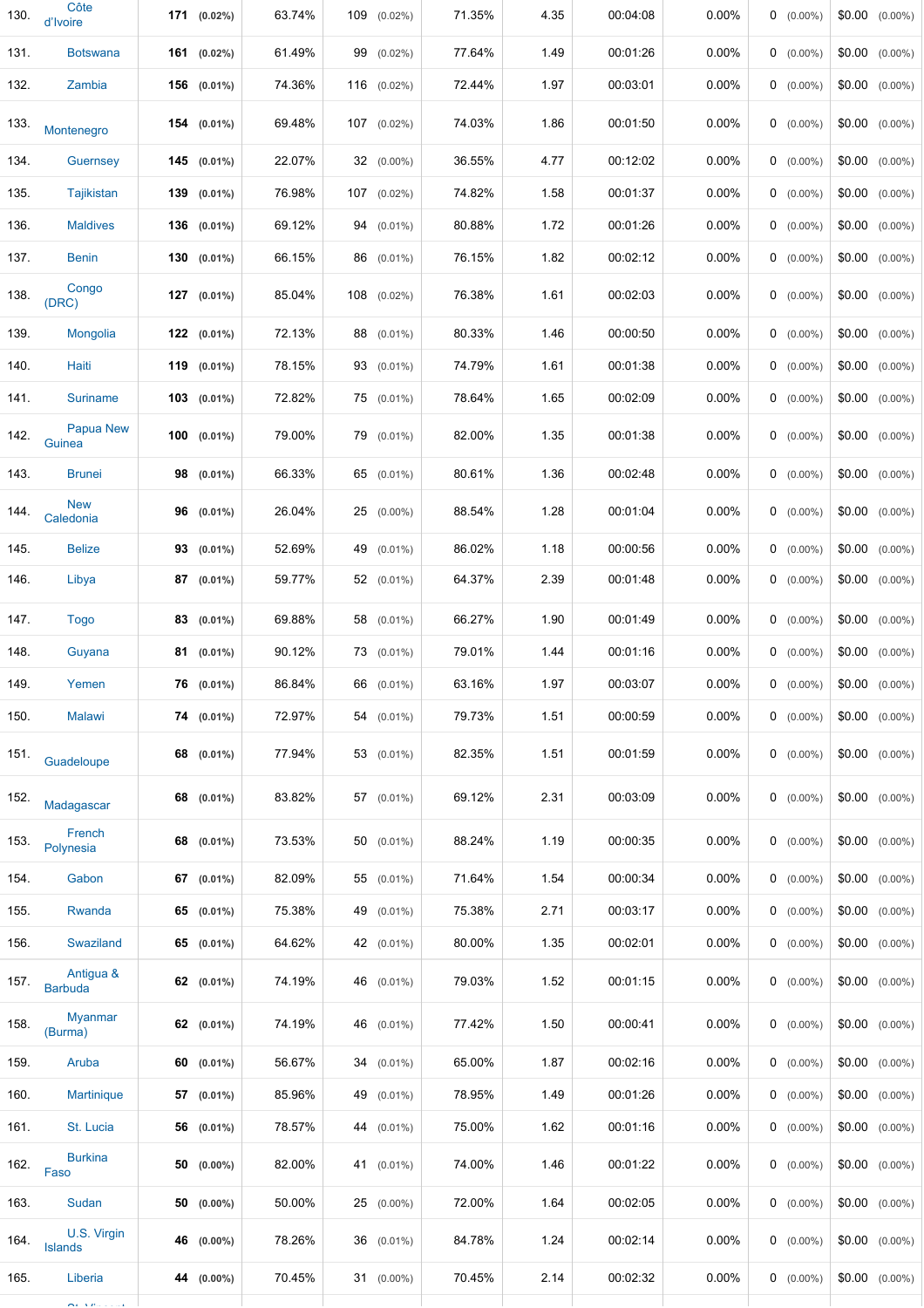| | | | | | | | | | | |
|---|---|---|---|---|---|---|---|---|---|---|
| 130. | Côte d'Ivoire | **171** (0.02%) | 63.74% | 109 (0.02%) | 71.35% | 4.35 | 00:04:08 | 0.00% | 0 (0.00%) | $0.00 (0.00%) |
| 131. | Botswana | **161** (0.02%) | 61.49% | 99 (0.02%) | 77.64% | 1.49 | 00:01:26 | 0.00% | 0 (0.00%) | $0.00 (0.00%) |
| 132. | Zambia | **156** (0.01%) | 74.36% | 116 (0.02%) | 72.44% | 1.97 | 00:03:01 | 0.00% | 0 (0.00%) | $0.00 (0.00%) |
| 133. | Montenegro | **154** (0.01%) | 69.48% | 107 (0.02%) | 74.03% | 1.86 | 00:01:50 | 0.00% | 0 (0.00%) | $0.00 (0.00%) |
| 134. | Guernsey | **145** (0.01%) | 22.07% | 32 (0.00%) | 36.55% | 4.77 | 00:12:02 | 0.00% | 0 (0.00%) | $0.00 (0.00%) |
| 135. | Tajikistan | **139** (0.01%) | 76.98% | 107 (0.02%) | 74.82% | 1.58 | 00:01:37 | 0.00% | 0 (0.00%) | $0.00 (0.00%) |
| 136. | Maldives | **136** (0.01%) | 69.12% | 94 (0.01%) | 80.88% | 1.72 | 00:01:26 | 0.00% | 0 (0.00%) | $0.00 (0.00%) |
| 137. | Benin | **130** (0.01%) | 66.15% | 86 (0.01%) | 76.15% | 1.82 | 00:02:12 | 0.00% | 0 (0.00%) | $0.00 (0.00%) |
| 138. | Congo (DRC) | **127** (0.01%) | 85.04% | 108 (0.02%) | 76.38% | 1.61 | 00:02:03 | 0.00% | 0 (0.00%) | $0.00 (0.00%) |
| 139. | Mongolia | **122** (0.01%) | 72.13% | 88 (0.01%) | 80.33% | 1.46 | 00:00:50 | 0.00% | 0 (0.00%) | $0.00 (0.00%) |
| 140. | Haiti | **119** (0.01%) | 78.15% | 93 (0.01%) | 74.79% | 1.61 | 00:01:38 | 0.00% | 0 (0.00%) | $0.00 (0.00%) |
| 141. | Suriname | **103** (0.01%) | 72.82% | 75 (0.01%) | 78.64% | 1.65 | 00:02:09 | 0.00% | 0 (0.00%) | $0.00 (0.00%) |
| 142. | Papua New Guinea | **100** (0.01%) | 79.00% | 79 (0.01%) | 82.00% | 1.35 | 00:01:38 | 0.00% | 0 (0.00%) | $0.00 (0.00%) |
| 143. | Brunei | **98** (0.01%) | 66.33% | 65 (0.01%) | 80.61% | 1.36 | 00:02:48 | 0.00% | 0 (0.00%) | $0.00 (0.00%) |
| 144. | New Caledonia | **96** (0.01%) | 26.04% | 25 (0.00%) | 88.54% | 1.28 | 00:01:04 | 0.00% | 0 (0.00%) | $0.00 (0.00%) |
| 145. | Belize | **93** (0.01%) | 52.69% | 49 (0.01%) | 86.02% | 1.18 | 00:00:56 | 0.00% | 0 (0.00%) | $0.00 (0.00%) |
| 146. | Libya | **87** (0.01%) | 59.77% | 52 (0.01%) | 64.37% | 2.39 | 00:01:48 | 0.00% | 0 (0.00%) | $0.00 (0.00%) |
| 147. | Togo | **83** (0.01%) | 69.88% | 58 (0.01%) | 66.27% | 1.90 | 00:01:49 | 0.00% | 0 (0.00%) | $0.00 (0.00%) |
| 148. | Guyana | **81** (0.01%) | 90.12% | 73 (0.01%) | 79.01% | 1.44 | 00:01:16 | 0.00% | 0 (0.00%) | $0.00 (0.00%) |
| 149. | Yemen | **76** (0.01%) | 86.84% | 66 (0.01%) | 63.16% | 1.97 | 00:03:07 | 0.00% | 0 (0.00%) | $0.00 (0.00%) |
| 150. | Malawi | **74** (0.01%) | 72.97% | 54 (0.01%) | 79.73% | 1.51 | 00:00:59 | 0.00% | 0 (0.00%) | $0.00 (0.00%) |
| 151. | Guadeloupe | **68** (0.01%) | 77.94% | 53 (0.01%) | 82.35% | 1.51 | 00:01:59 | 0.00% | 0 (0.00%) | $0.00 (0.00%) |
| 152. | Madagascar | **68** (0.01%) | 83.82% | 57 (0.01%) | 69.12% | 2.31 | 00:03:09 | 0.00% | 0 (0.00%) | $0.00 (0.00%) |
| 153. | French Polynesia | **68** (0.01%) | 73.53% | 50 (0.01%) | 88.24% | 1.19 | 00:00:35 | 0.00% | 0 (0.00%) | $0.00 (0.00%) |
| 154. | Gabon | **67** (0.01%) | 82.09% | 55 (0.01%) | 71.64% | 1.54 | 00:00:34 | 0.00% | 0 (0.00%) | $0.00 (0.00%) |
| 155. | Rwanda | **65** (0.01%) | 75.38% | 49 (0.01%) | 75.38% | 2.71 | 00:03:17 | 0.00% | 0 (0.00%) | $0.00 (0.00%) |
| 156. | Swaziland | **65** (0.01%) | 64.62% | 42 (0.01%) | 80.00% | 1.35 | 00:02:01 | 0.00% | 0 (0.00%) | $0.00 (0.00%) |
| 157. | Antigua & Barbuda | **62** (0.01%) | 74.19% | 46 (0.01%) | 79.03% | 1.52 | 00:01:15 | 0.00% | 0 (0.00%) | $0.00 (0.00%) |
| 158. | Myanmar (Burma) | **62** (0.01%) | 74.19% | 46 (0.01%) | 77.42% | 1.50 | 00:00:41 | 0.00% | 0 (0.00%) | $0.00 (0.00%) |
| 159. | Aruba | **60** (0.01%) | 56.67% | 34 (0.01%) | 65.00% | 1.87 | 00:02:16 | 0.00% | 0 (0.00%) | $0.00 (0.00%) |
| 160. | Martinique | **57** (0.01%) | 85.96% | 49 (0.01%) | 78.95% | 1.49 | 00:01:26 | 0.00% | 0 (0.00%) | $0.00 (0.00%) |
| 161. | St. Lucia | **56** (0.01%) | 78.57% | 44 (0.01%) | 75.00% | 1.62 | 00:01:16 | 0.00% | 0 (0.00%) | $0.00 (0.00%) |
| 162. | Burkina Faso | **50** (0.00%) | 82.00% | 41 (0.01%) | 74.00% | 1.46 | 00:01:22 | 0.00% | 0 (0.00%) | $0.00 (0.00%) |
| 163. | Sudan | **50** (0.00%) | 50.00% | 25 (0.00%) | 72.00% | 1.64 | 00:02:05 | 0.00% | 0 (0.00%) | $0.00 (0.00%) |
| 164. | U.S. Virgin Islands | **46** (0.00%) | 78.26% | 36 (0.01%) | 84.78% | 1.24 | 00:02:14 | 0.00% | 0 (0.00%) | $0.00 (0.00%) |
| 165. | Liberia | **44** (0.00%) | 70.45% | 31 (0.00%) | 70.45% | 2.14 | 00:02:32 | 0.00% | 0 (0.00%) | $0.00 (0.00%) |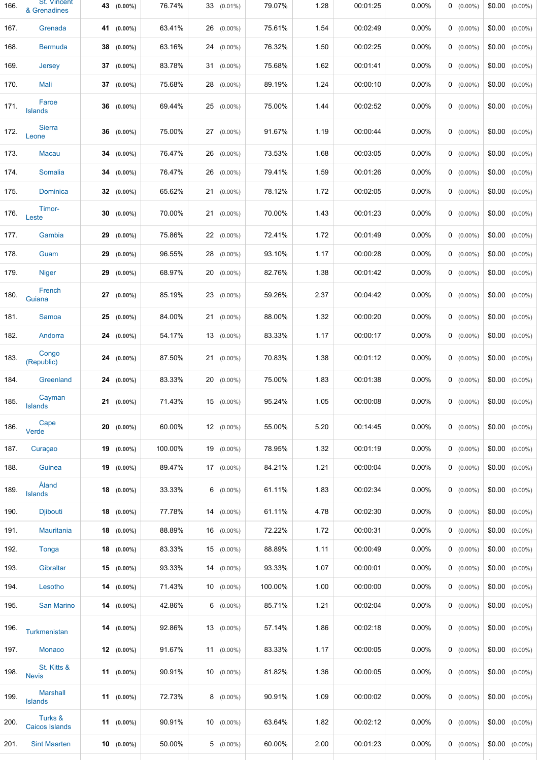| | | | | | | | | | | | | | |
|---|---|---|---|---|---|---|---|---|---|---|---|---|---|
| 166. | St. Vincent & Grenadines | 43 | (0.00%) | 76.74% | 33 | (0.01%) | 79.07% | 1.28 | 00:01:25 | 0.00% | 0 (0.00%) | $0.00 | (0.00%) |
| 167. | Grenada | 41 | (0.00%) | 63.41% | 26 | (0.00%) | 75.61% | 1.54 | 00:02:49 | 0.00% | 0 (0.00%) | $0.00 | (0.00%) |
| 168. | Bermuda | 38 | (0.00%) | 63.16% | 24 | (0.00%) | 76.32% | 1.50 | 00:02:25 | 0.00% | 0 (0.00%) | $0.00 | (0.00%) |
| 169. | Jersey | 37 | (0.00%) | 83.78% | 31 | (0.00%) | 75.68% | 1.62 | 00:01:41 | 0.00% | 0 (0.00%) | $0.00 | (0.00%) |
| 170. | Mali | 37 | (0.00%) | 75.68% | 28 | (0.00%) | 89.19% | 1.24 | 00:00:10 | 0.00% | 0 (0.00%) | $0.00 | (0.00%) |
| 171. | Faroe Islands | 36 | (0.00%) | 69.44% | 25 | (0.00%) | 75.00% | 1.44 | 00:02:52 | 0.00% | 0 (0.00%) | $0.00 | (0.00%) |
| 172. | Sierra Leone | 36 | (0.00%) | 75.00% | 27 | (0.00%) | 91.67% | 1.19 | 00:00:44 | 0.00% | 0 (0.00%) | $0.00 | (0.00%) |
| 173. | Macau | 34 | (0.00%) | 76.47% | 26 | (0.00%) | 73.53% | 1.68 | 00:03:05 | 0.00% | 0 (0.00%) | $0.00 | (0.00%) |
| 174. | Somalia | 34 | (0.00%) | 76.47% | 26 | (0.00%) | 79.41% | 1.59 | 00:01:26 | 0.00% | 0 (0.00%) | $0.00 | (0.00%) |
| 175. | Dominica | 32 | (0.00%) | 65.62% | 21 | (0.00%) | 78.12% | 1.72 | 00:02:05 | 0.00% | 0 (0.00%) | $0.00 | (0.00%) |
| 176. | Timor-Leste | 30 | (0.00%) | 70.00% | 21 | (0.00%) | 70.00% | 1.43 | 00:01:23 | 0.00% | 0 (0.00%) | $0.00 | (0.00%) |
| 177. | Gambia | 29 | (0.00%) | 75.86% | 22 | (0.00%) | 72.41% | 1.72 | 00:01:49 | 0.00% | 0 (0.00%) | $0.00 | (0.00%) |
| 178. | Guam | 29 | (0.00%) | 96.55% | 28 | (0.00%) | 93.10% | 1.17 | 00:00:28 | 0.00% | 0 (0.00%) | $0.00 | (0.00%) |
| 179. | Niger | 29 | (0.00%) | 68.97% | 20 | (0.00%) | 82.76% | 1.38 | 00:01:42 | 0.00% | 0 (0.00%) | $0.00 | (0.00%) |
| 180. | French Guiana | 27 | (0.00%) | 85.19% | 23 | (0.00%) | 59.26% | 2.37 | 00:04:42 | 0.00% | 0 (0.00%) | $0.00 | (0.00%) |
| 181. | Samoa | 25 | (0.00%) | 84.00% | 21 | (0.00%) | 88.00% | 1.32 | 00:00:20 | 0.00% | 0 (0.00%) | $0.00 | (0.00%) |
| 182. | Andorra | 24 | (0.00%) | 54.17% | 13 | (0.00%) | 83.33% | 1.17 | 00:00:17 | 0.00% | 0 (0.00%) | $0.00 | (0.00%) |
| 183. | Congo (Republic) | 24 | (0.00%) | 87.50% | 21 | (0.00%) | 70.83% | 1.38 | 00:01:12 | 0.00% | 0 (0.00%) | $0.00 | (0.00%) |
| 184. | Greenland | 24 | (0.00%) | 83.33% | 20 | (0.00%) | 75.00% | 1.83 | 00:01:38 | 0.00% | 0 (0.00%) | $0.00 | (0.00%) |
| 185. | Cayman Islands | 21 | (0.00%) | 71.43% | 15 | (0.00%) | 95.24% | 1.05 | 00:00:08 | 0.00% | 0 (0.00%) | $0.00 | (0.00%) |
| 186. | Cape Verde | 20 | (0.00%) | 60.00% | 12 | (0.00%) | 55.00% | 5.20 | 00:14:45 | 0.00% | 0 (0.00%) | $0.00 | (0.00%) |
| 187. | Curaçao | 19 | (0.00%) | 100.00% | 19 | (0.00%) | 78.95% | 1.32 | 00:01:19 | 0.00% | 0 (0.00%) | $0.00 | (0.00%) |
| 188. | Guinea | 19 | (0.00%) | 89.47% | 17 | (0.00%) | 84.21% | 1.21 | 00:00:04 | 0.00% | 0 (0.00%) | $0.00 | (0.00%) |
| 189. | Åland Islands | 18 | (0.00%) | 33.33% | 6 | (0.00%) | 61.11% | 1.83 | 00:02:34 | 0.00% | 0 (0.00%) | $0.00 | (0.00%) |
| 190. | Djibouti | 18 | (0.00%) | 77.78% | 14 | (0.00%) | 61.11% | 4.78 | 00:02:30 | 0.00% | 0 (0.00%) | $0.00 | (0.00%) |
| 191. | Mauritania | 18 | (0.00%) | 88.89% | 16 | (0.00%) | 72.22% | 1.72 | 00:00:31 | 0.00% | 0 (0.00%) | $0.00 | (0.00%) |
| 192. | Tonga | 18 | (0.00%) | 83.33% | 15 | (0.00%) | 88.89% | 1.11 | 00:00:49 | 0.00% | 0 (0.00%) | $0.00 | (0.00%) |
| 193. | Gibraltar | 15 | (0.00%) | 93.33% | 14 | (0.00%) | 93.33% | 1.07 | 00:00:01 | 0.00% | 0 (0.00%) | $0.00 | (0.00%) |
| 194. | Lesotho | 14 | (0.00%) | 71.43% | 10 | (0.00%) | 100.00% | 1.00 | 00:00:00 | 0.00% | 0 (0.00%) | $0.00 | (0.00%) |
| 195. | San Marino | 14 | (0.00%) | 42.86% | 6 | (0.00%) | 85.71% | 1.21 | 00:02:04 | 0.00% | 0 (0.00%) | $0.00 | (0.00%) |
| 196. | Turkmenistan | 14 | (0.00%) | 92.86% | 13 | (0.00%) | 57.14% | 1.86 | 00:02:18 | 0.00% | 0 (0.00%) | $0.00 | (0.00%) |
| 197. | Monaco | 12 | (0.00%) | 91.67% | 11 | (0.00%) | 83.33% | 1.17 | 00:00:05 | 0.00% | 0 (0.00%) | $0.00 | (0.00%) |
| 198. | St. Kitts & Nevis | 11 | (0.00%) | 90.91% | 10 | (0.00%) | 81.82% | 1.36 | 00:00:05 | 0.00% | 0 (0.00%) | $0.00 | (0.00%) |
| 199. | Marshall Islands | 11 | (0.00%) | 72.73% | 8 | (0.00%) | 90.91% | 1.09 | 00:00:02 | 0.00% | 0 (0.00%) | $0.00 | (0.00%) |
| 200. | Turks & Caicos Islands | 11 | (0.00%) | 90.91% | 10 | (0.00%) | 63.64% | 1.82 | 00:02:12 | 0.00% | 0 (0.00%) | $0.00 | (0.00%) |
| 201. | Sint Maarten | 10 | (0.00%) | 50.00% | 5 | (0.00%) | 60.00% | 2.00 | 00:01:23 | 0.00% | 0 (0.00%) | $0.00 | (0.00%) |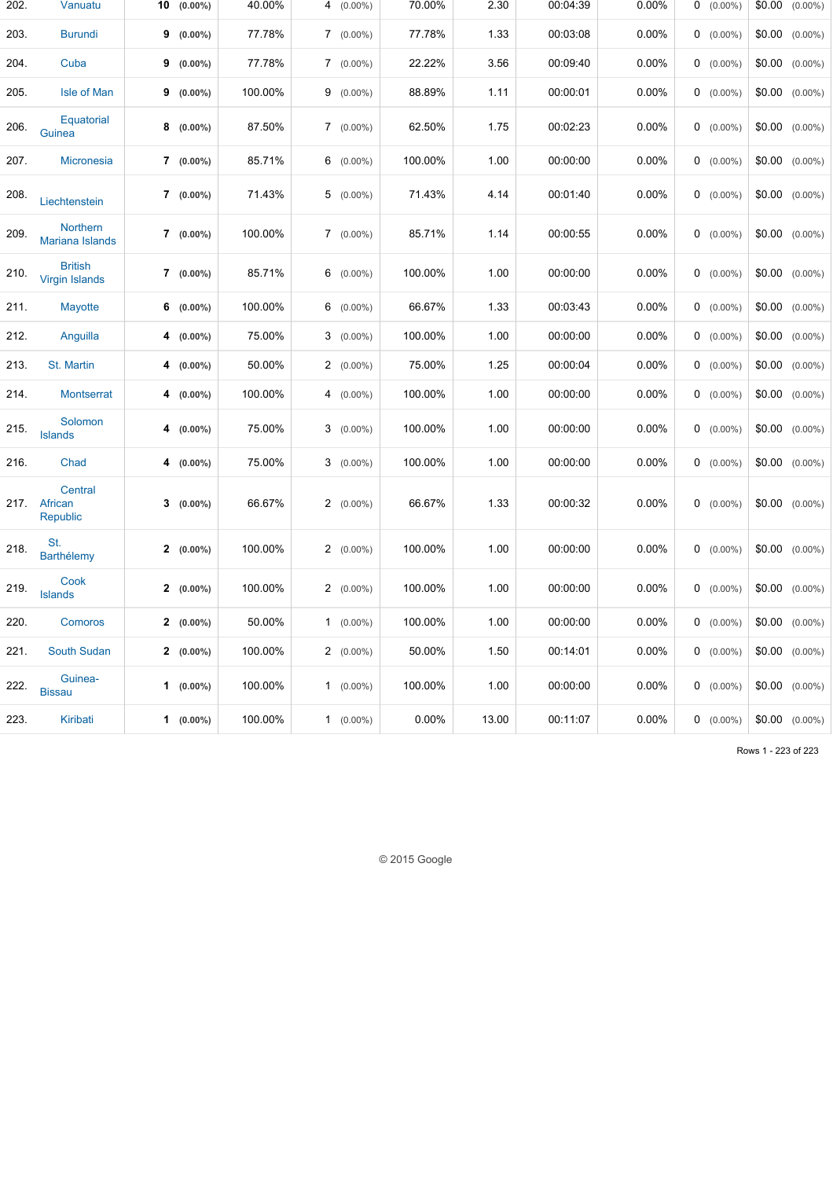| | | | | | | | | | | | | | |
|---|---|---|---|---|---|---|---|---|---|---|---|---|---|
| 202. | Vanuatu | **10** | **(0.00%)** | 40.00% | 4 | (0.00%) | 70.00% | 2.30 | 00:04:39 | 0.00% | 0 | (0.00%) | $0.00 (0.00%) |
| 203. | Burundi | **9** | **(0.00%)** | 77.78% | 7 | (0.00%) | 77.78% | 1.33 | 00:03:08 | 0.00% | 0 | (0.00%) | $0.00 (0.00%) |
| 204. | Cuba | **9** | **(0.00%)** | 77.78% | 7 | (0.00%) | 22.22% | 3.56 | 00:09:40 | 0.00% | 0 | (0.00%) | $0.00 (0.00%) |
| 205. | Isle of Man | **9** | **(0.00%)** | 100.00% | 9 | (0.00%) | 88.89% | 1.11 | 00:00:01 | 0.00% | 0 | (0.00%) | $0.00 (0.00%) |
| 206. | Equatorial Guinea | **8** | **(0.00%)** | 87.50% | 7 | (0.00%) | 62.50% | 1.75 | 00:02:23 | 0.00% | 0 | (0.00%) | $0.00 (0.00%) |
| 207. | Micronesia | **7** | **(0.00%)** | 85.71% | 6 | (0.00%) | 100.00% | 1.00 | 00:00:00 | 0.00% | 0 | (0.00%) | $0.00 (0.00%) |
| 208. | Liechtenstein | **7** | **(0.00%)** | 71.43% | 5 | (0.00%) | 71.43% | 4.14 | 00:01:40 | 0.00% | 0 | (0.00%) | $0.00 (0.00%) |
| 209. | Northern Mariana Islands | **7** | **(0.00%)** | 100.00% | 7 | (0.00%) | 85.71% | 1.14 | 00:00:55 | 0.00% | 0 | (0.00%) | $0.00 (0.00%) |
| 210. | British Virgin Islands | **7** | **(0.00%)** | 85.71% | 6 | (0.00%) | 100.00% | 1.00 | 00:00:00 | 0.00% | 0 | (0.00%) | $0.00 (0.00%) |
| 211. | Mayotte | **6** | **(0.00%)** | 100.00% | 6 | (0.00%) | 66.67% | 1.33 | 00:03:43 | 0.00% | 0 | (0.00%) | $0.00 (0.00%) |
| 212. | Anguilla | **4** | **(0.00%)** | 75.00% | 3 | (0.00%) | 100.00% | 1.00 | 00:00:00 | 0.00% | 0 | (0.00%) | $0.00 (0.00%) |
| 213. | St. Martin | **4** | **(0.00%)** | 50.00% | 2 | (0.00%) | 75.00% | 1.25 | 00:00:04 | 0.00% | 0 | (0.00%) | $0.00 (0.00%) |
| 214. | Montserrat | **4** | **(0.00%)** | 100.00% | 4 | (0.00%) | 100.00% | 1.00 | 00:00:00 | 0.00% | 0 | (0.00%) | $0.00 (0.00%) |
| 215. | Solomon Islands | **4** | **(0.00%)** | 75.00% | 3 | (0.00%) | 100.00% | 1.00 | 00:00:00 | 0.00% | 0 | (0.00%) | $0.00 (0.00%) |
| 216. | Chad | **4** | **(0.00%)** | 75.00% | 3 | (0.00%) | 100.00% | 1.00 | 00:00:00 | 0.00% | 0 | (0.00%) | $0.00 (0.00%) |
| 217. | Central African Republic | **3** | **(0.00%)** | 66.67% | 2 | (0.00%) | 66.67% | 1.33 | 00:00:32 | 0.00% | 0 | (0.00%) | $0.00 (0.00%) |
| 218. | St. Barthélemy | **2** | **(0.00%)** | 100.00% | 2 | (0.00%) | 100.00% | 1.00 | 00:00:00 | 0.00% | 0 | (0.00%) | $0.00 (0.00%) |
| 219. | Cook Islands | **2** | **(0.00%)** | 100.00% | 2 | (0.00%) | 100.00% | 1.00 | 00:00:00 | 0.00% | 0 | (0.00%) | $0.00 (0.00%) |
| 220. | Comoros | **2** | **(0.00%)** | 50.00% | 1 | (0.00%) | 100.00% | 1.00 | 00:00:00 | 0.00% | 0 | (0.00%) | $0.00 (0.00%) |
| 221. | South Sudan | **2** | **(0.00%)** | 100.00% | 2 | (0.00%) | 50.00% | 1.50 | 00:14:01 | 0.00% | 0 | (0.00%) | $0.00 (0.00%) |
| 222. | Guinea-Bissau | **1** | **(0.00%)** | 100.00% | 1 | (0.00%) | 100.00% | 1.00 | 00:00:00 | 0.00% | 0 | (0.00%) | $0.00 (0.00%) |
| 223. | Kiribati | **1** | **(0.00%)** | 100.00% | 1 | (0.00%) | 0.00% | 13.00 | 00:11:07 | 0.00% | 0 | (0.00%) | $0.00 (0.00%) |

Rows 1 - 223 of 223

© 2015 Google